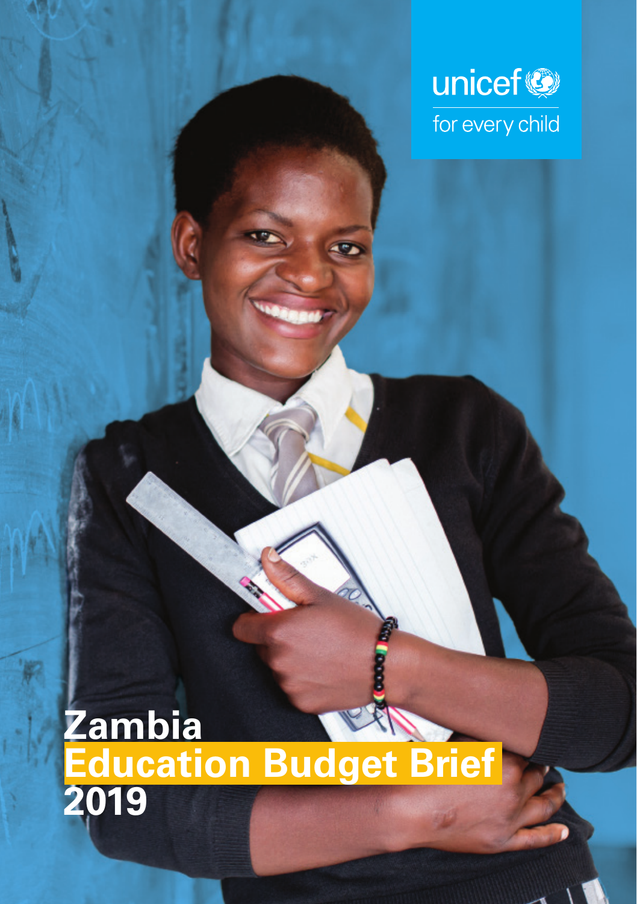unicef
for every child

# Zambia
# Education Budget Brief
# 2019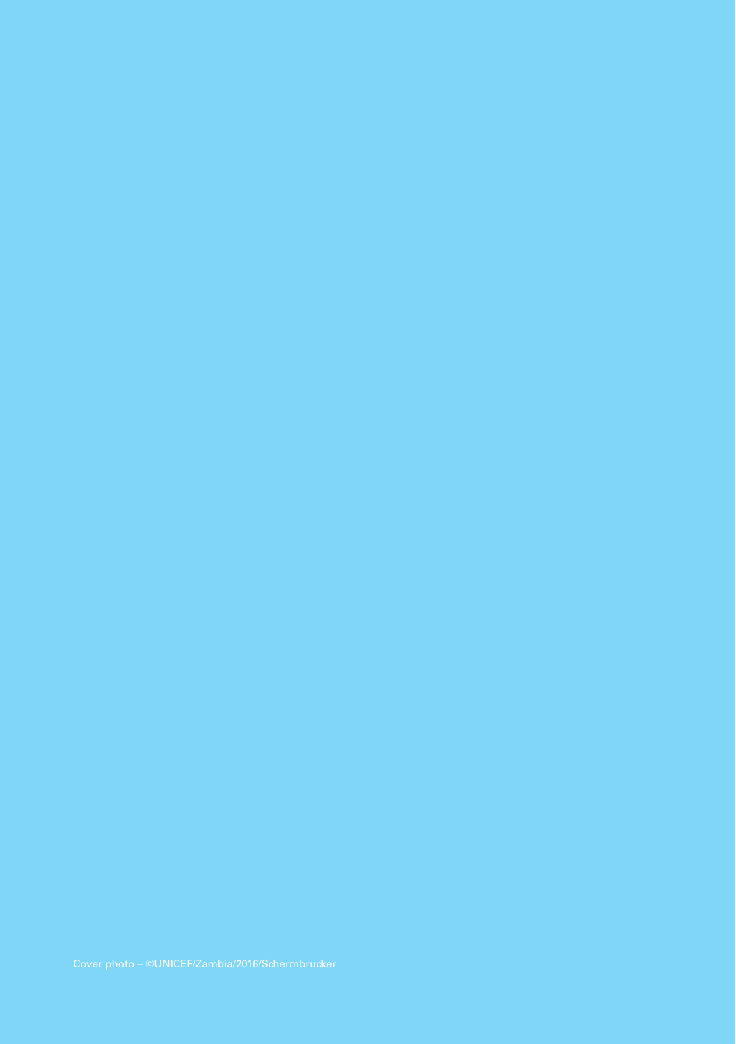Cover photo – ©UNICEF/Zambia/2016/Schermbrucker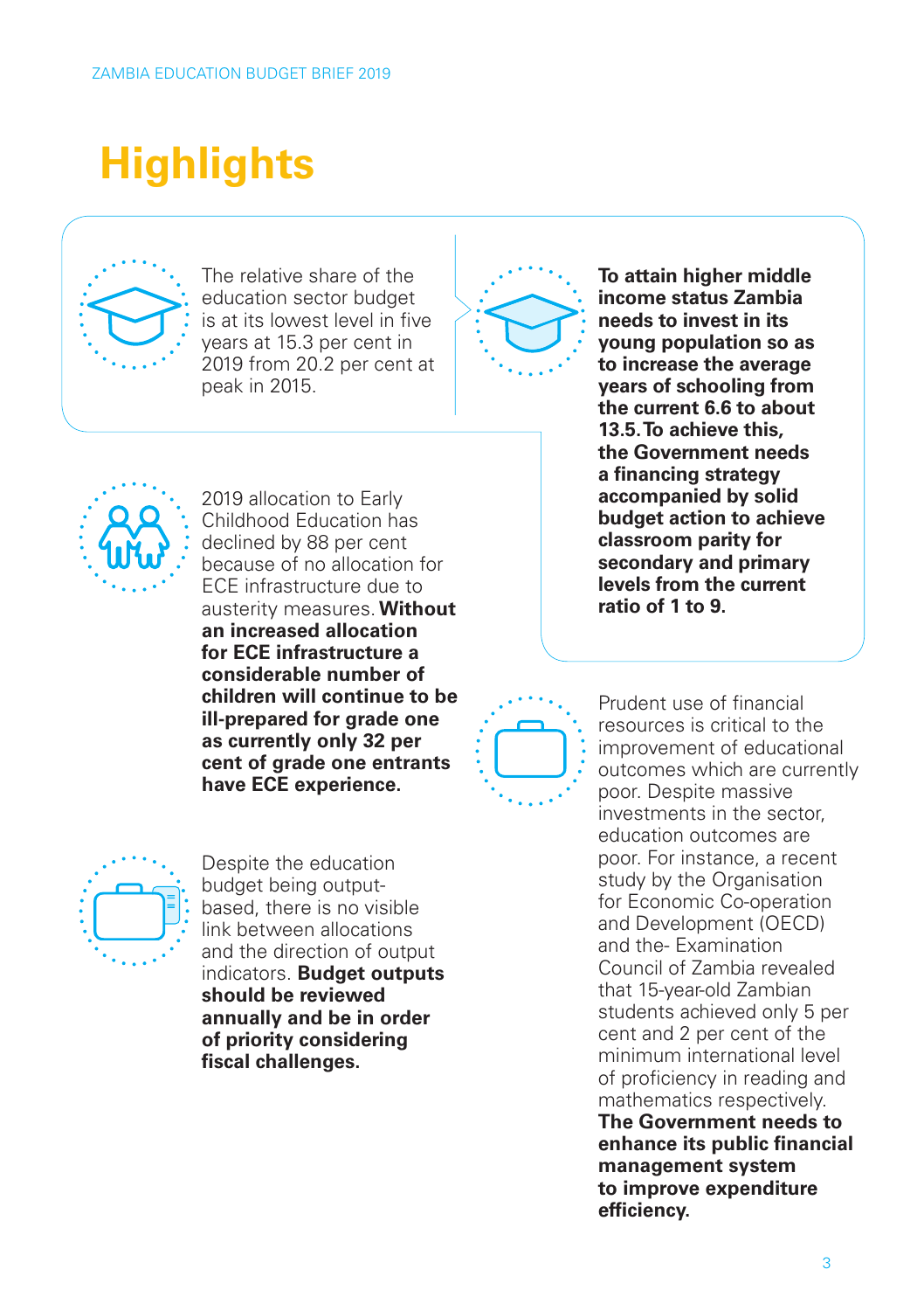# Highlights

The relative share of the education sector budget is at its lowest level in five years at 15.3 per cent in 2019 from 20.2 per cent at peak in 2015.

**To attain higher middle income status Zambia needs to invest in its young population so as to increase the average years of schooling from the current 6.6 to about 13.5. To achieve this, the Government needs a financing strategy accompanied by solid budget action to achieve classroom parity for secondary and primary levels from the current ratio of 1 to 9.**

2019 allocation to Early Childhood Education has declined by 88 per cent because of no allocation for ECE infrastructure due to austerity measures. **Without an increased allocation for ECE infrastructure a considerable number of children will continue to be ill-prepared for grade one as currently only 32 per cent of grade one entrants have ECE experience.**

Prudent use of financial resources is critical to the improvement of educational outcomes which are currently poor. Despite massive investments in the sector, education outcomes are poor. For instance, a recent study by the Organisation for Economic Co-operation and Development (OECD) and the- Examination Council of Zambia revealed that 15-year-old Zambian students achieved only 5 per cent and 2 per cent of the minimum international level of proficiency in reading and mathematics respectively. **The Government needs to enhance its public financial management system to improve expenditure efficiency.**

Despite the education budget being output-based, there is no visible link between allocations and the direction of output indicators. **Budget outputs should be reviewed annually and be in order of priority considering fiscal challenges.**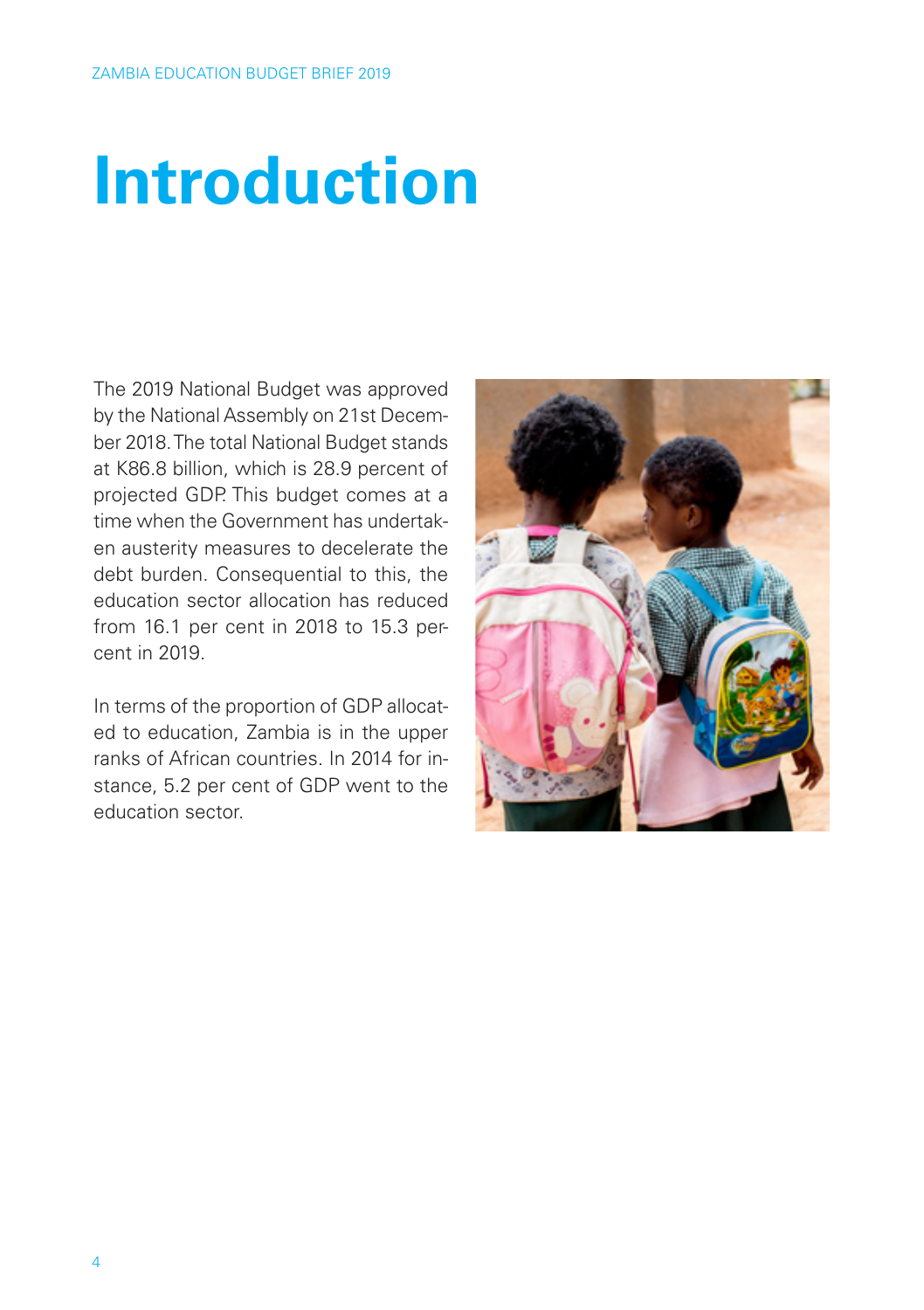# Introduction

The 2019 National Budget was approved by the National Assembly on 21st December 2018. The total National Budget stands at K86.8 billion, which is 28.9 percent of projected GDP. This budget comes at a time when the Government has undertaken austerity measures to decelerate the debt burden. Consequential to this, the education sector allocation has reduced from 16.1 per cent in 2018 to 15.3 percent in 2019.

In terms of the proportion of GDP allocated to education, Zambia is in the upper ranks of African countries. In 2014 for instance, 5.2 per cent of GDP went to the education sector.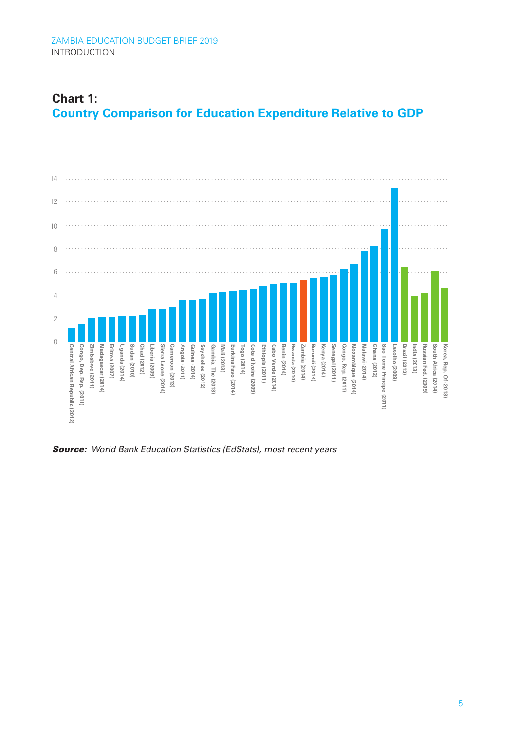## Chart 1:
## Country Comparison for Education Expenditure Relative to GDP

***Source:*** *World Bank Education Statistics (EdStats), most recent years*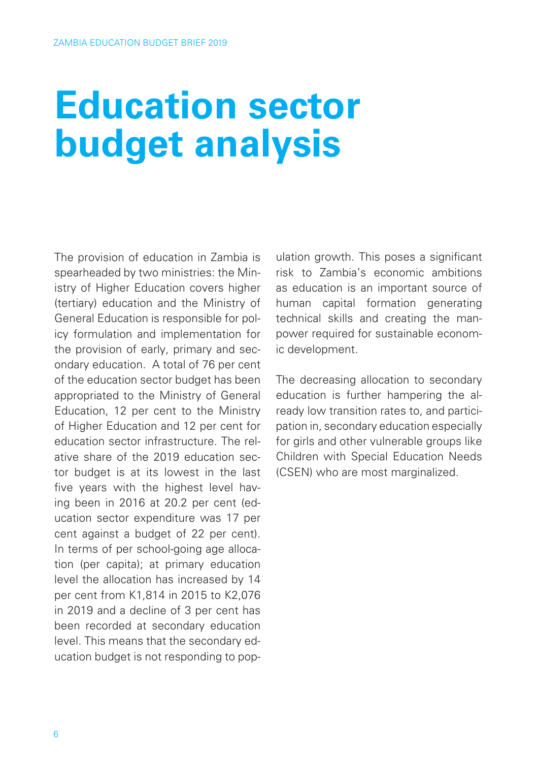# Education sector budget analysis

The provision of education in Zambia is spearheaded by two ministries: the Ministry of Higher Education covers higher (tertiary) education and the Ministry of General Education is responsible for policy formulation and implementation for the provision of early, primary and secondary education. A total of 76 per cent of the education sector budget has been appropriated to the Ministry of General Education, 12 per cent to the Ministry of Higher Education and 12 per cent for education sector infrastructure. The relative share of the 2019 education sector budget is at its lowest in the last five years with the highest level having been in 2016 at 20.2 per cent (education sector expenditure was 17 per cent against a budget of 22 per cent). In terms of per school-going age allocation (per capita); at primary education level the allocation has increased by 14 per cent from K1,814 in 2015 to K2,076 in 2019 and a decline of 3 per cent has been recorded at secondary education level. This means that the secondary education budget is not responding to population growth. This poses a significant risk to Zambia's economic ambitions as education is an important source of human capital formation generating technical skills and creating the manpower required for sustainable economic development.

The decreasing allocation to secondary education is further hampering the already low transition rates to, and participation in, secondary education especially for girls and other vulnerable groups like Children with Special Education Needs (CSEN) who are most marginalized.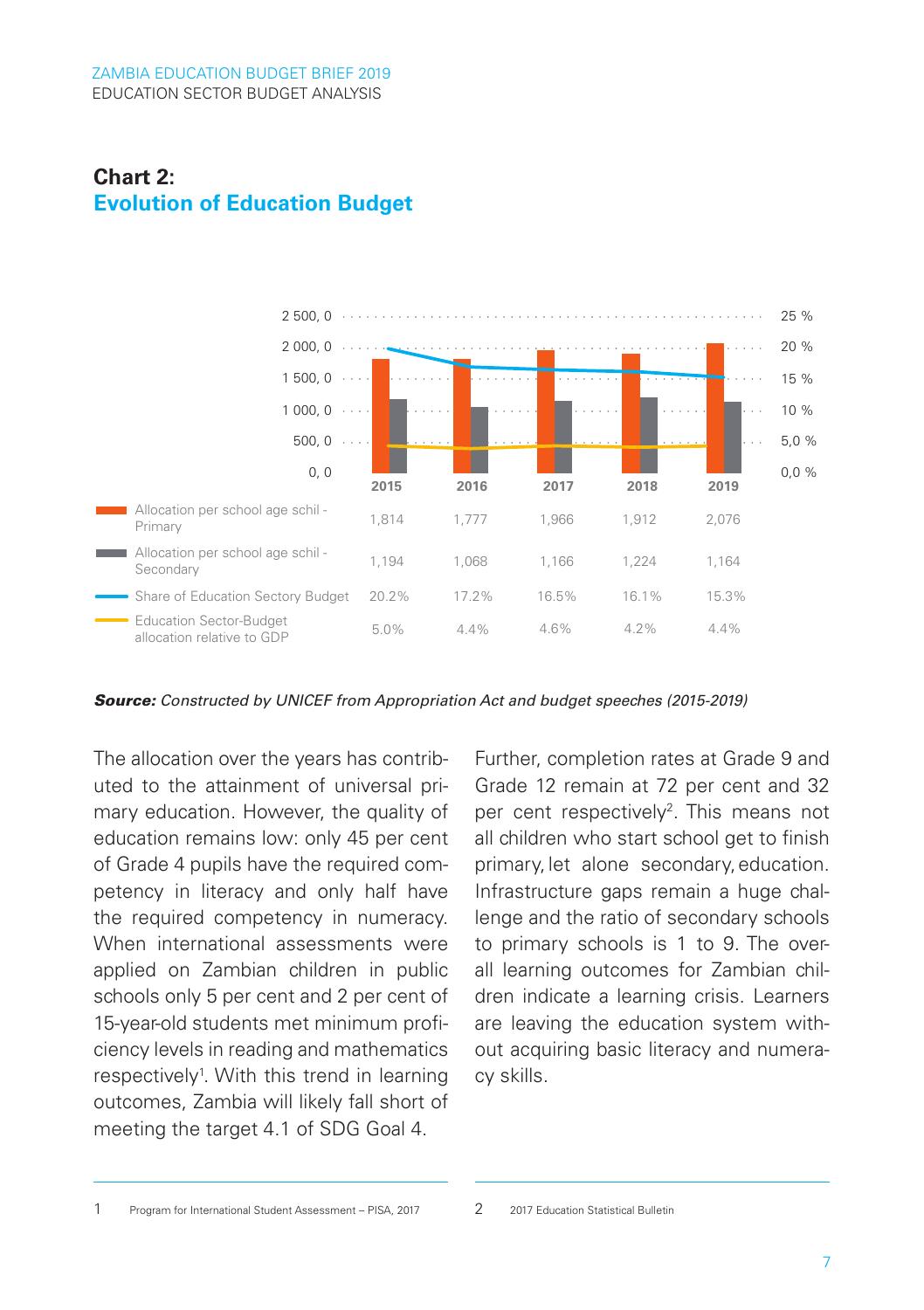## Chart 2:
## Evolution of Education Budget

| | 2015 | 2016 | 2017 | 2018 | 2019 |
|---|---|---|---|---|---|
| Allocation per school age schil - Primary | 1,814 | 1,777 | 1,966 | 1,912 | 2,076 |
| Allocation per school age schil - Secondary | 1,194 | 1,068 | 1,166 | 1,224 | 1,164 |
| Share of Education Sectory Budget | 20.2% | 17.2% | 16.5% | 16.1% | 15.3% |
| Education Sector-Budget allocation relative to GDP | 5.0% | 4.4% | 4.6% | 4.2% | 4.4% |

***Source:*** *Constructed by UNICEF from Appropriation Act and budget speeches (2015-2019)*

The allocation over the years has contributed to the attainment of universal primary education. However, the quality of education remains low: only 45 per cent of Grade 4 pupils have the required competency in literacy and only half have the required competency in numeracy. When international assessments were applied on Zambian children in public schools only 5 per cent and 2 per cent of 15-year-old students met minimum proficiency levels in reading and mathematics respectively[1]. With this trend in learning outcomes, Zambia will likely fall short of meeting the target 4.1 of SDG Goal 4.

Further, completion rates at Grade 9 and Grade 12 remain at 72 per cent and 32 per cent respectively[2]. This means not all children who start school get to finish primary, let alone secondary, education. Infrastructure gaps remain a huge challenge and the ratio of secondary schools to primary schools is 1 to 9. The overall learning outcomes for Zambian children indicate a learning crisis. Learners are leaving the education system without acquiring basic literacy and numeracy skills.

1 Program for International Student Assessment – PISA, 2017

2 2017 Education Statistical Bulletin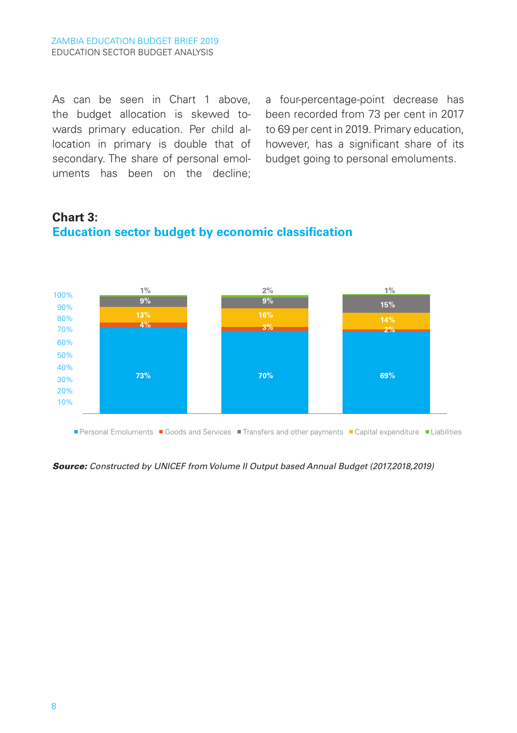As can be seen in Chart 1 above, the budget allocation is skewed towards primary education. Per child allocation in primary is double that of secondary. The share of personal emoluments has been on the decline; a four-percentage-point decrease has been recorded from 73 per cent in 2017 to 69 per cent in 2019. Primary education, however, has a significant share of its budget going to personal emoluments.

**Chart 3:**
## Education sector budget by economic classification

| | 2017 | 2018 | 2019 |
|---|---|---|---|
| Personal Emoluments | 73% | 70% | 69% |
| Goods and Services | 4% | 3% | 2% |
| Capital expenditure | 13% | 16% | 14% |
| Transfers and other payments | 9% | 9% | 15% |
| Liabilities | 1% | 2% | 1% |

***Source:*** *Constructed by UNICEF from Volume II Output based Annual Budget (2017,2018,2019)*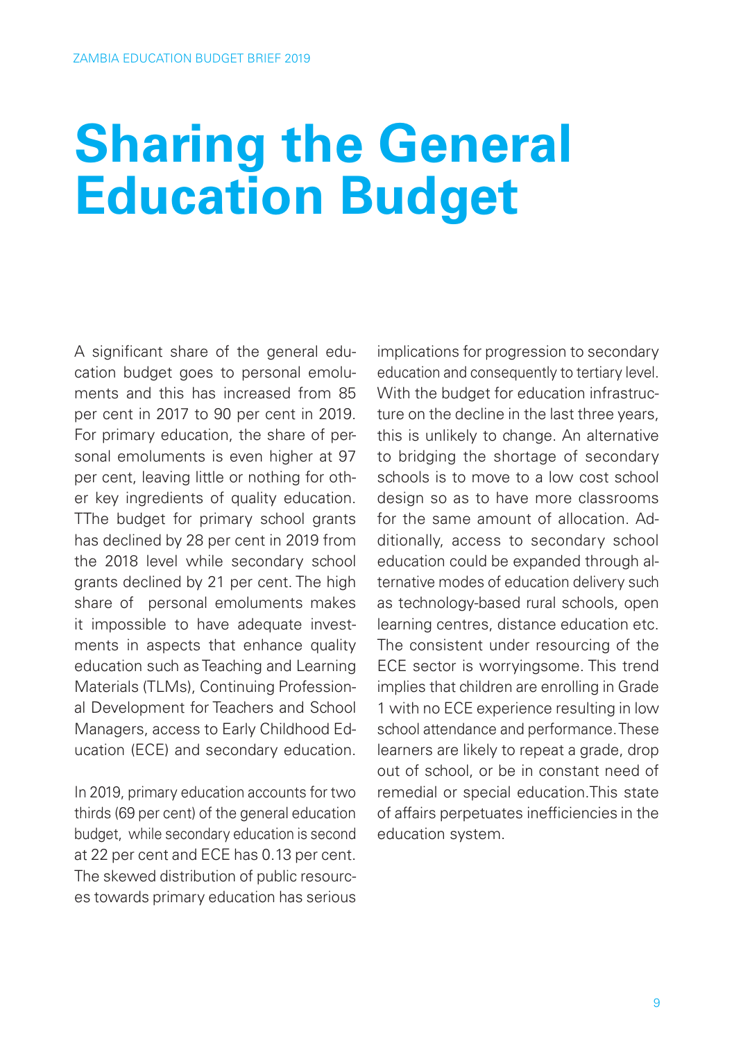# Sharing the General Education Budget

A significant share of the general education budget goes to personal emoluments and this has increased from 85 per cent in 2017 to 90 per cent in 2019. For primary education, the share of personal emoluments is even higher at 97 per cent, leaving little or nothing for other key ingredients of quality education. TThe budget for primary school grants has declined by 28 per cent in 2019 from the 2018 level while secondary school grants declined by 21 per cent. The high share of personal emoluments makes it impossible to have adequate investments in aspects that enhance quality education such as Teaching and Learning Materials (TLMs), Continuing Professional Development for Teachers and School Managers, access to Early Childhood Education (ECE) and secondary education.

In 2019, primary education accounts for two thirds (69 per cent) of the general education budget, while secondary education is second at 22 per cent and ECE has 0.13 per cent. The skewed distribution of public resources towards primary education has serious implications for progression to secondary education and consequently to tertiary level. With the budget for education infrastructure on the decline in the last three years, this is unlikely to change. An alternative to bridging the shortage of secondary schools is to move to a low cost school design so as to have more classrooms for the same amount of allocation. Additionally, access to secondary school education could be expanded through alternative modes of education delivery such as technology-based rural schools, open learning centres, distance education etc. The consistent under resourcing of the ECE sector is worryingsome. This trend implies that children are enrolling in Grade 1 with no ECE experience resulting in low school attendance and performance. These learners are likely to repeat a grade, drop out of school, or be in constant need of remedial or special education.This state of affairs perpetuates inefficiencies in the education system.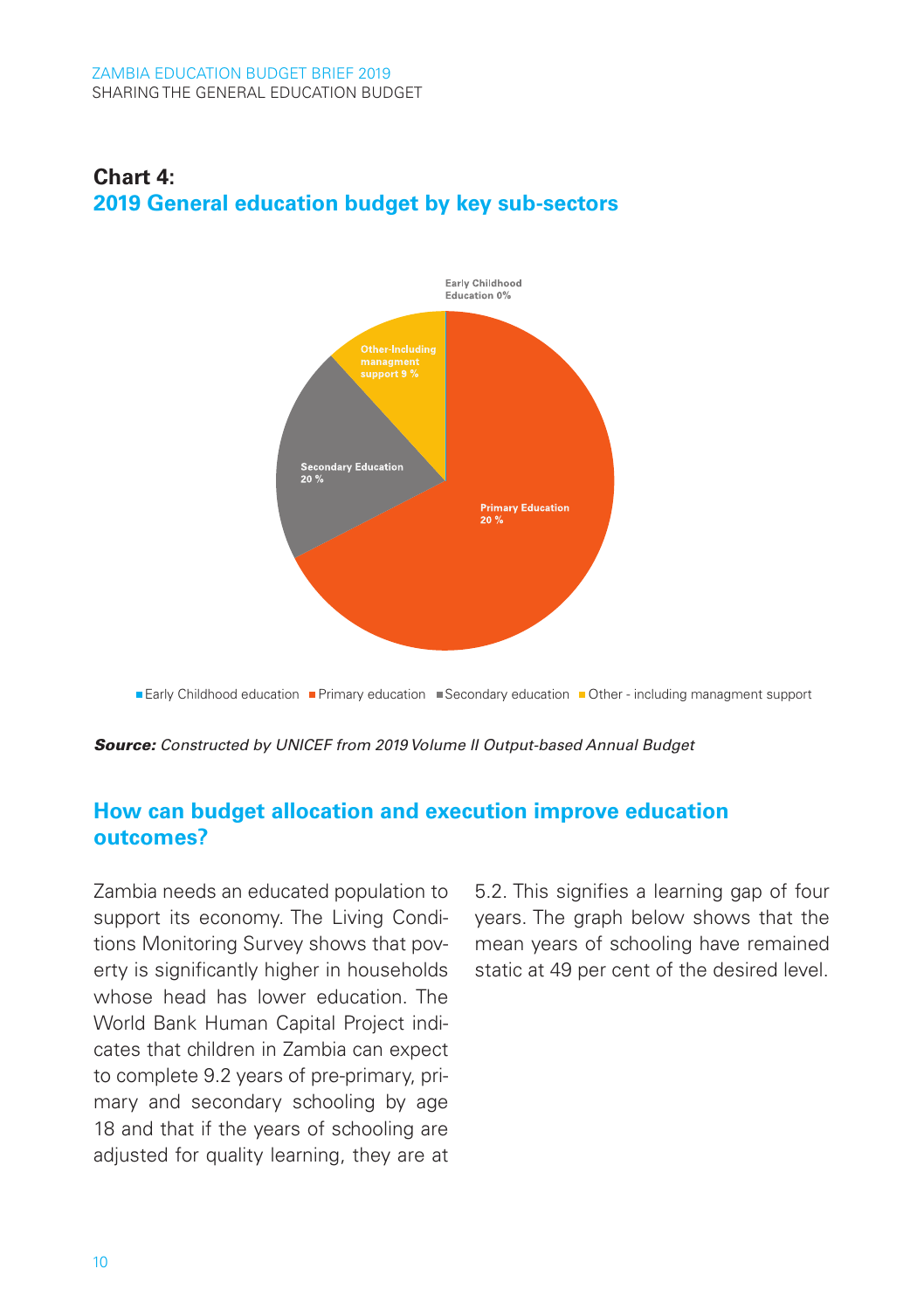## Chart 4:
## 2019 General education budget by key sub-sectors

Early Childhood Education 0%

Other-Including managment support 9 %

Secondary Education 20 %

Primary Education 20 %

■ Early Childhood education ■ Primary education ■ Secondary education ■ Other - including managment support

***Source:*** *Constructed by UNICEF from 2019 Volume II Output-based Annual Budget*

## How can budget allocation and execution improve education outcomes?

Zambia needs an educated population to support its economy. The Living Conditions Monitoring Survey shows that poverty is significantly higher in households whose head has lower education. The World Bank Human Capital Project indicates that children in Zambia can expect to complete 9.2 years of pre-primary, primary and secondary schooling by age 18 and that if the years of schooling are adjusted for quality learning, they are at 5.2. This signifies a learning gap of four years. The graph below shows that the mean years of schooling have remained static at 49 per cent of the desired level.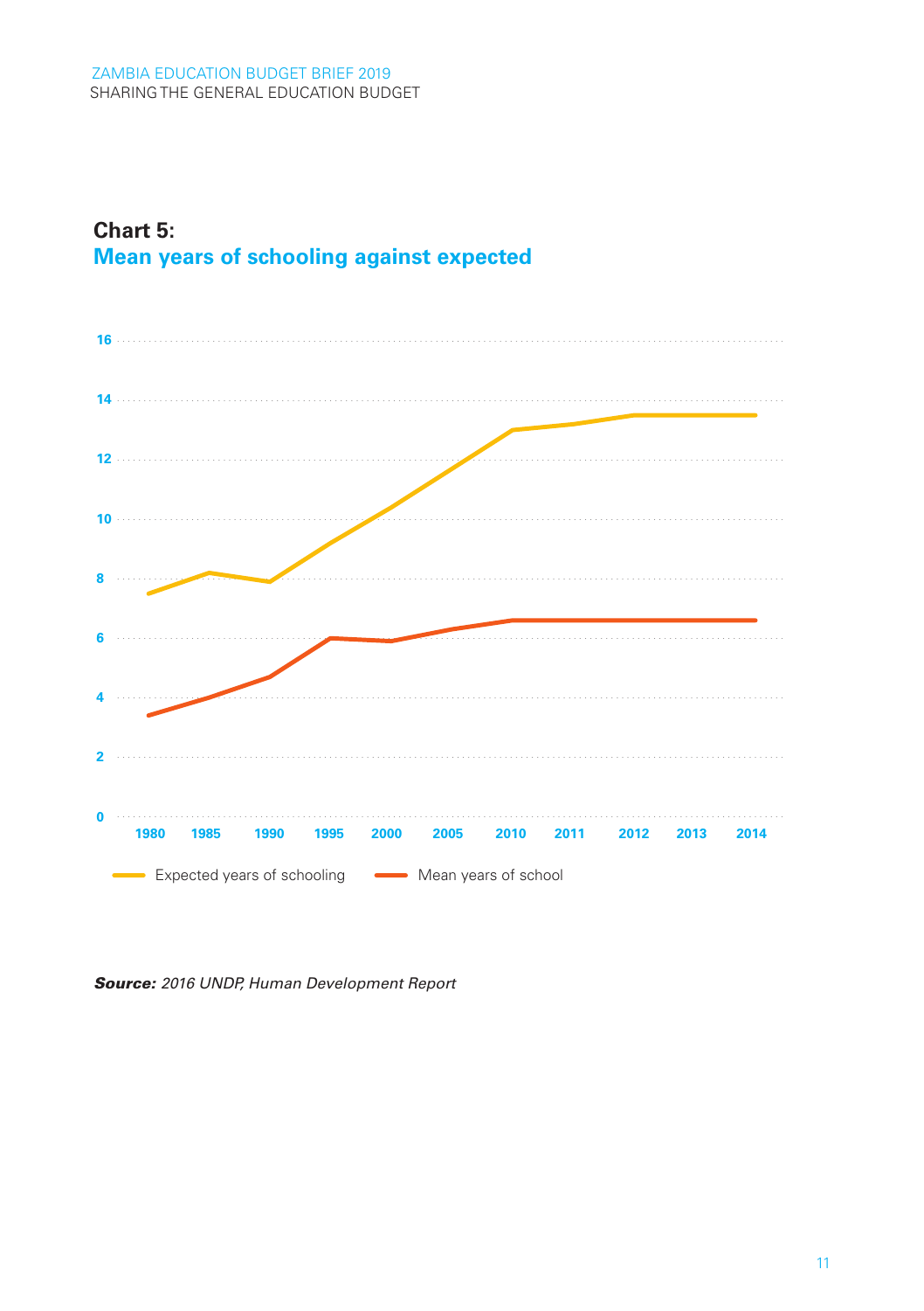**Chart 5:**
## Mean years of schooling against expected

16
14
12
10
8
6
4
2
0

1980 1985 1990 1995 2000 2005 2010 2011 2012 2013 2014

Expected years of schooling — Mean years of school

***Source:*** *2016 UNDP, Human Development Report*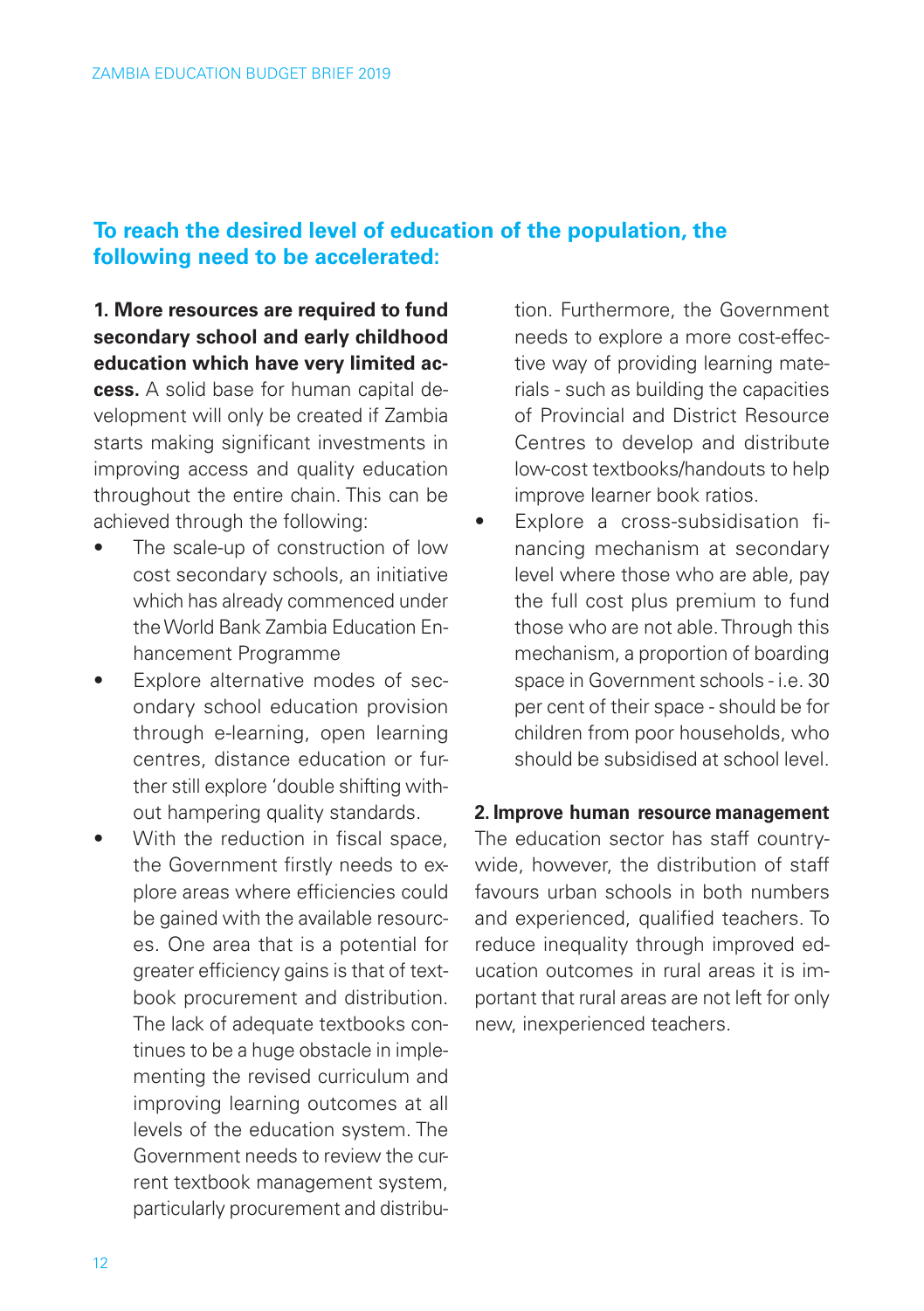## To reach the desired level of education of the population, the following need to be accelerated:

**1. More resources are required to fund secondary school and early childhood education which have very limited access.** A solid base for human capital development will only be created if Zambia starts making significant investments in improving access and quality education throughout the entire chain. This can be achieved through the following:

- The scale-up of construction of low cost secondary schools, an initiative which has already commenced under the World Bank Zambia Education Enhancement Programme
- Explore alternative modes of secondary school education provision through e-learning, open learning centres, distance education or further still explore 'double shifting without hampering quality standards.
- With the reduction in fiscal space, the Government firstly needs to explore areas where efficiencies could be gained with the available resources. One area that is a potential for greater efficiency gains is that of textbook procurement and distribution. The lack of adequate textbooks continues to be a huge obstacle in implementing the revised curriculum and improving learning outcomes at all levels of the education system. The Government needs to review the current textbook management system, particularly procurement and distribution. Furthermore, the Government needs to explore a more cost-effective way of providing learning materials - such as building the capacities of Provincial and District Resource Centres to develop and distribute low-cost textbooks/handouts to help improve learner book ratios.
- Explore a cross-subsidisation financing mechanism at secondary level where those who are able, pay the full cost plus premium to fund those who are not able. Through this mechanism, a proportion of boarding space in Government schools - i.e. 30 per cent of their space - should be for children from poor households, who should be subsidised at school level.

**2. Improve human resource management**

The education sector has staff countrywide, however, the distribution of staff favours urban schools in both numbers and experienced, qualified teachers. To reduce inequality through improved education outcomes in rural areas it is important that rural areas are not left for only new, inexperienced teachers.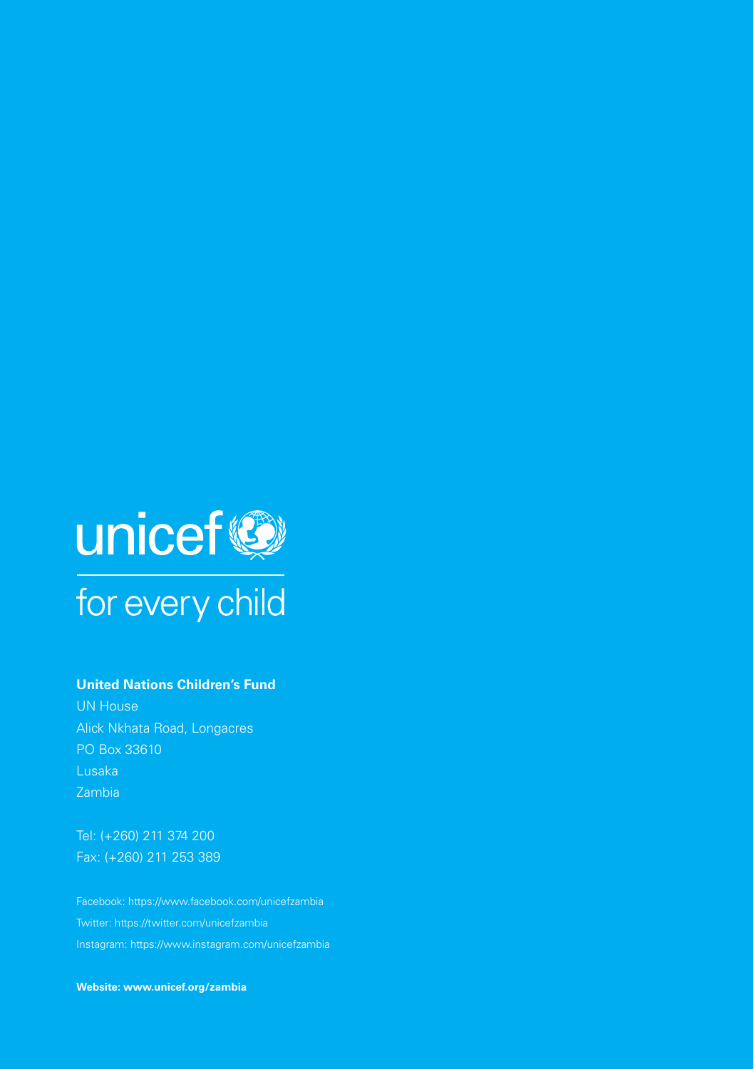unicef

for every child

**United Nations Children's Fund**

UN House
Alick Nkhata Road, Longacres
PO Box 33610
Lusaka
Zambia

Tel: (+260) 211 374 200
Fax: (+260) 211 253 389

Facebook: https://www.facebook.com/unicefzambia
Twitter: https://twitter.com/unicefzambia
Instagram: https://www.instagram.com/unicefzambia

**Website: www.unicef.org/zambia**